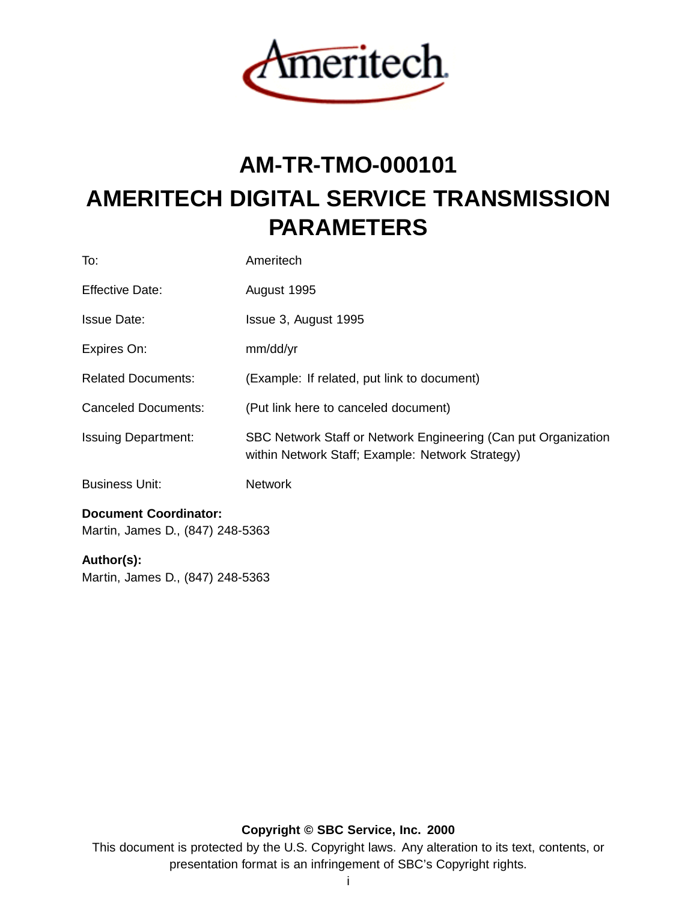# AM-TR-TMO-000101

# AMERITECH DIGITAL SERVICE TRANSMISSION PARAMETERS

| | |
|---|---|
| To: | Ameritech |
| Effective Date: | August 1995 |
| Issue Date: | Issue 3, August 1995 |
| Expires On: | mm/dd/yr |
| Related Documents: | (Example: If related, put link to document) |
| Canceled Documents: | (Put link here to canceled document) |
| Issuing Department: | SBC Network Staff or Network Engineering (Can put Organization within Network Staff; Example: Network Strategy) |
| Business Unit: | Network |

**Document Coordinator:**
Martin, James D., (847) 248-5363

**Author(s):**
Martin, James D., (847) 248-5363

**Copyright © SBC Service, Inc. 2000**
This document is protected by the U.S. Copyright laws. Any alteration to its text, contents, or presentation format is an infringement of SBC's Copyright rights.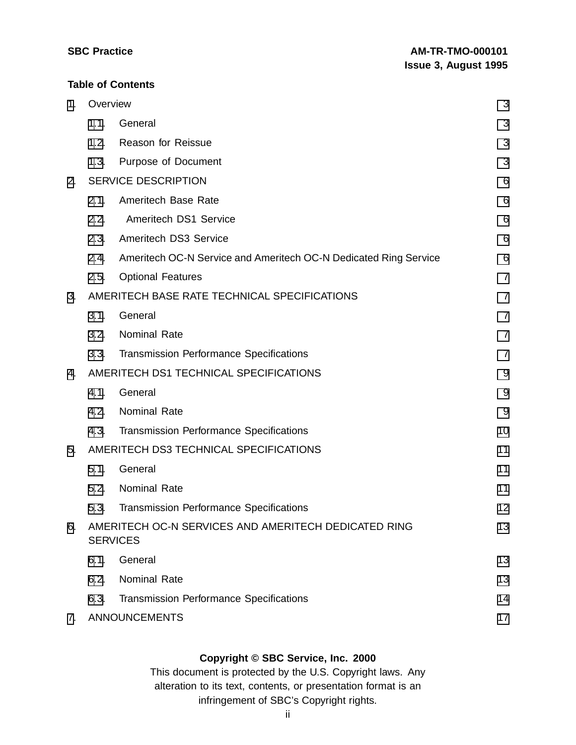## Table of Contents

| | | |
|---|---|---|
| 1. | Overview | 3 |
| | 1.1. General | 3 |
| | 1.2. Reason for Reissue | 3 |
| | 1.3. Purpose of Document | 3 |
| 2. | SERVICE DESCRIPTION | 6 |
| | 2.1. Ameritech Base Rate | 6 |
| | 2.2. Ameritech DS1 Service | 6 |
| | 2.3. Ameritech DS3 Service | 6 |
| | 2.4. Ameritech OC-N Service and Ameritech OC-N Dedicated Ring Service | 6 |
| | 2.5. Optional Features | 7 |
| 3. | AMERITECH BASE RATE TECHNICAL SPECIFICATIONS | 7 |
| | 3.1. General | 7 |
| | 3.2. Nominal Rate | 7 |
| | 3.3. Transmission Performance Specifications | 7 |
| 4. | AMERITECH DS1 TECHNICAL SPECIFICATIONS | 9 |
| | 4.1. General | 9 |
| | 4.2. Nominal Rate | 9 |
| | 4.3. Transmission Performance Specifications | 10 |
| 5. | AMERITECH DS3 TECHNICAL SPECIFICATIONS | 11 |
| | 5.1. General | 11 |
| | 5.2. Nominal Rate | 11 |
| | 5.3. Transmission Performance Specifications | 12 |
| 6. | AMERITECH OC-N SERVICES AND AMERITECH DEDICATED RING SERVICES | 13 |
| | 6.1. General | 13 |
| | 6.2. Nominal Rate | 13 |
| | 6.3. Transmission Performance Specifications | 14 |
| 7. | ANNOUNCEMENTS | 17 |

**Copyright © SBC Service, Inc. 2000**
This document is protected by the U.S. Copyright laws. Any alteration to its text, contents, or presentation format is an infringement of SBC's Copyright rights.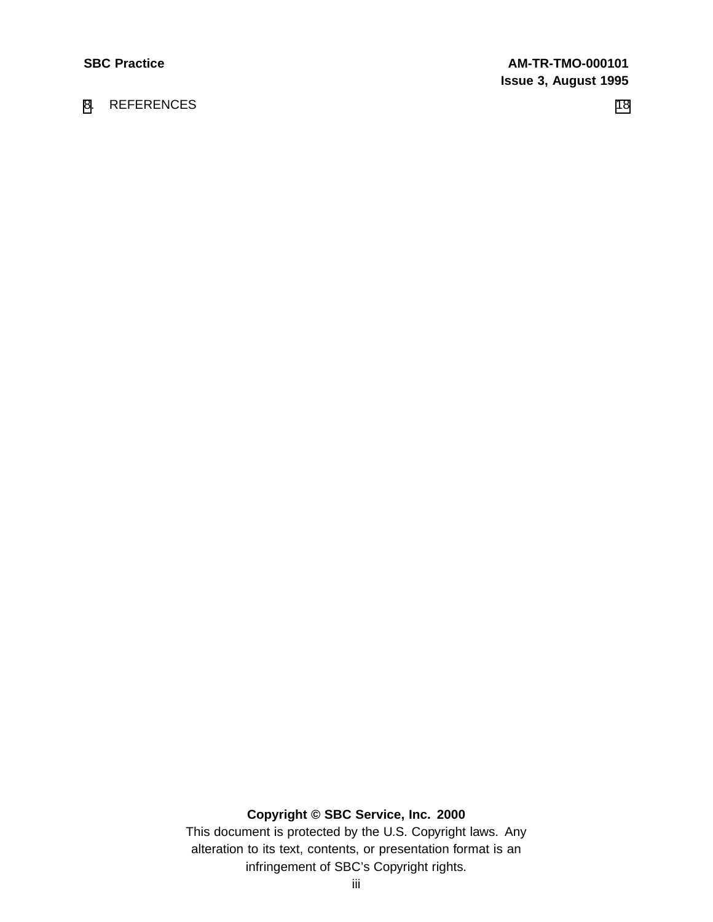8. REFERENCES 18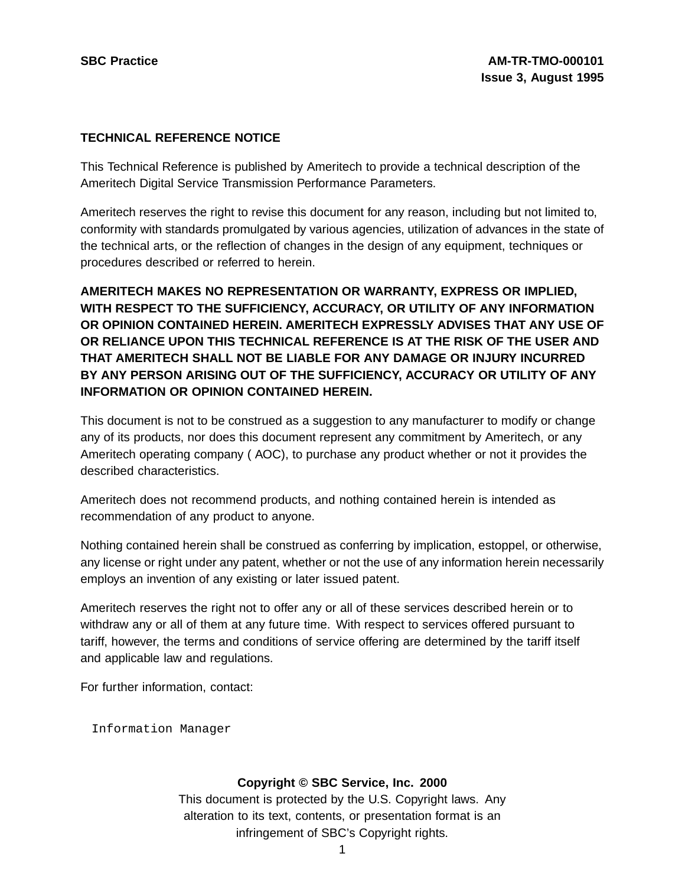SBC Practice

AM-TR-TMO-000101
Issue 3, August 1995

**TECHNICAL REFERENCE NOTICE**

This Technical Reference is published by Ameritech to provide a technical description of the Ameritech Digital Service Transmission Performance Parameters.

Ameritech reserves the right to revise this document for any reason, including but not limited to, conformity with standards promulgated by various agencies, utilization of advances in the state of the technical arts, or the reflection of changes in the design of any equipment, techniques or procedures described or referred to herein.

**AMERITECH MAKES NO REPRESENTATION OR WARRANTY, EXPRESS OR IMPLIED, WITH RESPECT TO THE SUFFICIENCY, ACCURACY, OR UTILITY OF ANY INFORMATION OR OPINION CONTAINED HEREIN. AMERITECH EXPRESSLY ADVISES THAT ANY USE OF OR RELIANCE UPON THIS TECHNICAL REFERENCE IS AT THE RISK OF THE USER AND THAT AMERITECH SHALL NOT BE LIABLE FOR ANY DAMAGE OR INJURY INCURRED BY ANY PERSON ARISING OUT OF THE SUFFICIENCY, ACCURACY OR UTILITY OF ANY INFORMATION OR OPINION CONTAINED HEREIN.**

This document is not to be construed as a suggestion to any manufacturer to modify or change any of its products, nor does this document represent any commitment by Ameritech, or any Ameritech operating company ( AOC), to purchase any product whether or not it provides the described characteristics.

Ameritech does not recommend products, and nothing contained herein is intended as recommendation of any product to anyone.

Nothing contained herein shall be construed as conferring by implication, estoppel, or otherwise, any license or right under any patent, whether or not the use of any information herein necessarily employs an invention of any existing or later issued patent.

Ameritech reserves the right not to offer any or all of these services described herein or to withdraw any or all of them at any future time. With respect to services offered pursuant to tariff, however, the terms and conditions of service offering are determined by the tariff itself and applicable law and regulations.

For further information, contact:

```
Information Manager
```

**Copyright © SBC Service, Inc. 2000**
This document is protected by the U.S. Copyright laws. Any alteration to its text, contents, or presentation format is an infringement of SBC's Copyright rights.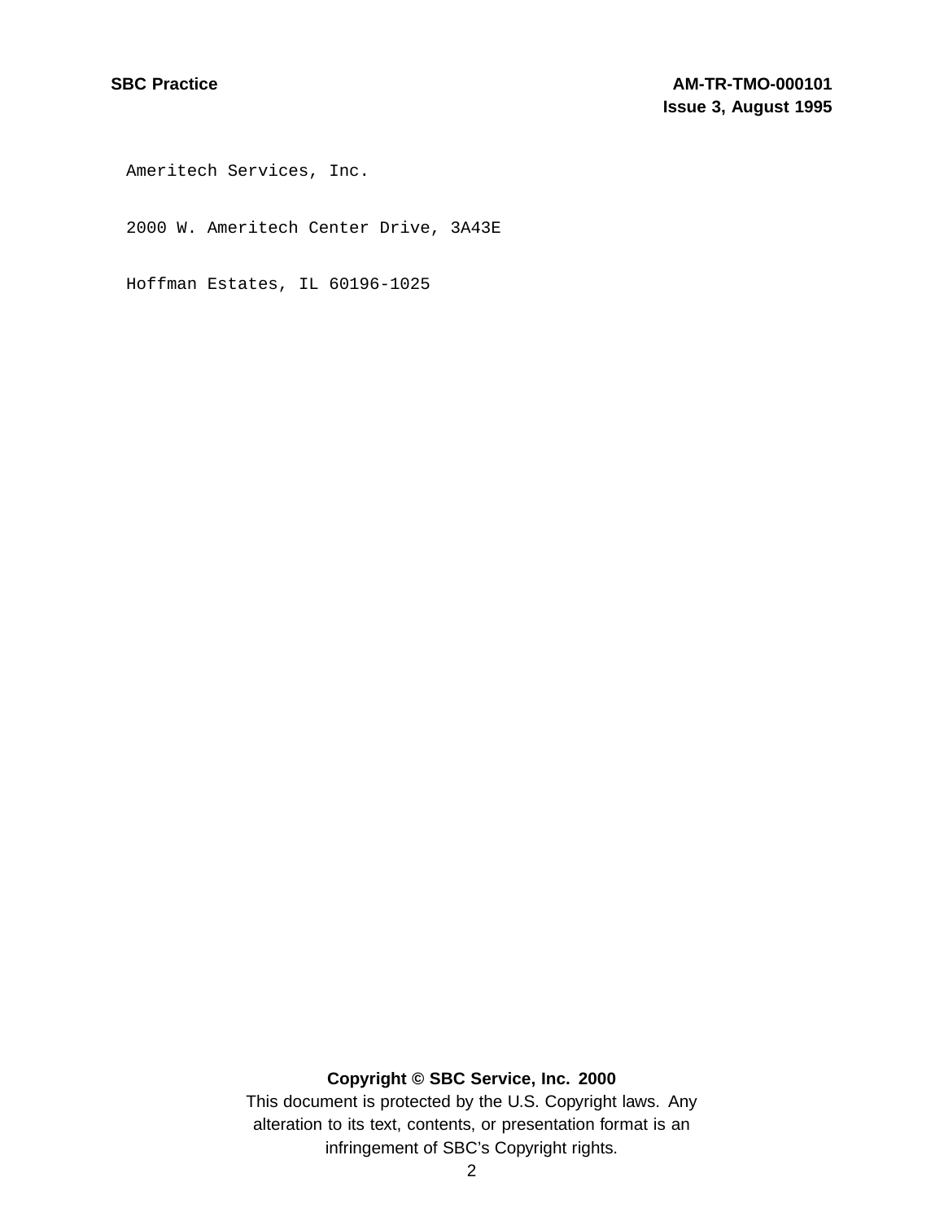Ameritech Services, Inc.

2000 W. Ameritech Center Drive, 3A43E

Hoffman Estates, IL 60196-1025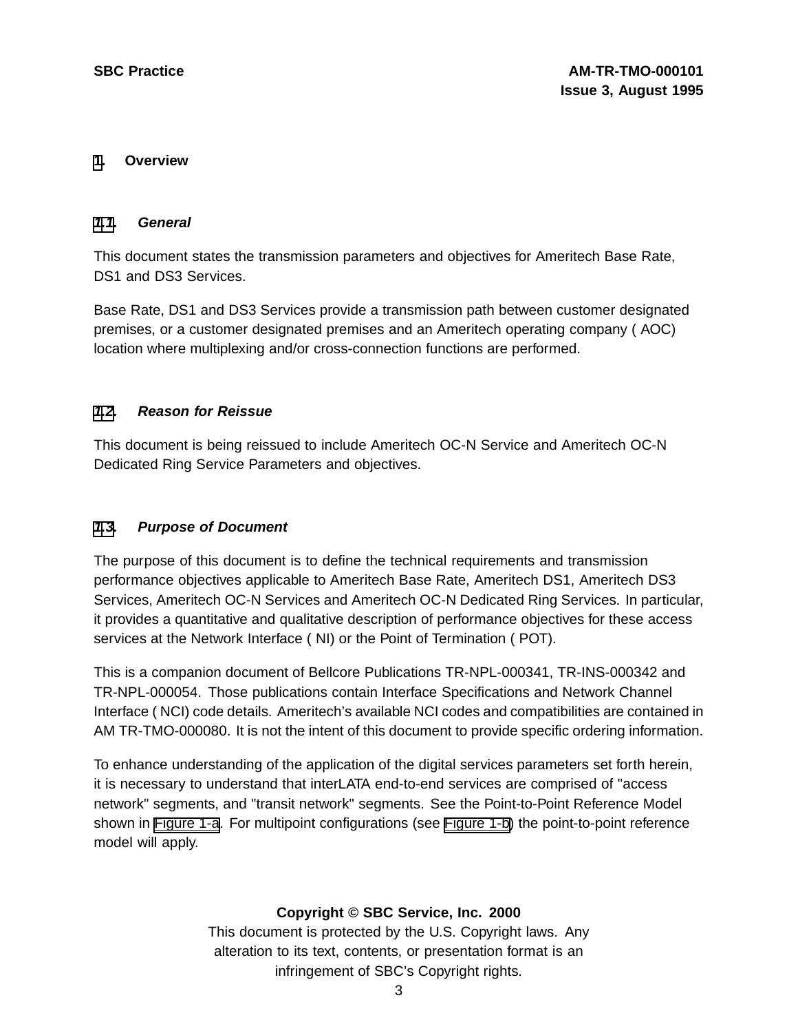# 1. Overview

## 1.1. *General*

This document states the transmission parameters and objectives for Ameritech Base Rate, DS1 and DS3 Services.

Base Rate, DS1 and DS3 Services provide a transmission path between customer designated premises, or a customer designated premises and an Ameritech operating company ( AOC) location where multiplexing and/or cross-connection functions are performed.

## 1.2. *Reason for Reissue*

This document is being reissued to include Ameritech OC-N Service and Ameritech OC-N Dedicated Ring Service Parameters and objectives.

## 1.3. *Purpose of Document*

The purpose of this document is to define the technical requirements and transmission performance objectives applicable to Ameritech Base Rate, Ameritech DS1, Ameritech DS3 Services, Ameritech OC-N Services and Ameritech OC-N Dedicated Ring Services. In particular, it provides a quantitative and qualitative description of performance objectives for these access services at the Network Interface ( NI) or the Point of Termination ( POT).

This is a companion document of Bellcore Publications TR-NPL-000341, TR-INS-000342 and TR-NPL-000054. Those publications contain Interface Specifications and Network Channel Interface ( NCI) code details. Ameritech's available NCI codes and compatibilities are contained in AM TR-TMO-000080. It is not the intent of this document to provide specific ordering information.

To enhance understanding of the application of the digital services parameters set forth herein, it is necessary to understand that interLATA end-to-end services are comprised of "access network" segments, and "transit network" segments. See the Point-to-Point Reference Model shown in Figure 1-a. For multipoint configurations (see Figure 1-b) the point-to-point reference model will apply.

**Copyright © SBC Service, Inc. 2000**
This document is protected by the U.S. Copyright laws. Any alteration to its text, contents, or presentation format is an infringement of SBC's Copyright rights.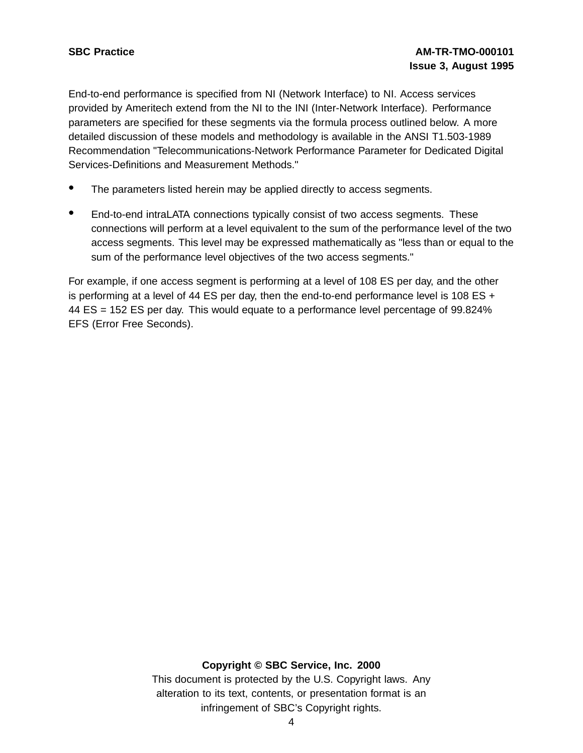End-to-end performance is specified from NI (Network Interface) to NI. Access services provided by Ameritech extend from the NI to the INI (Inter-Network Interface). Performance parameters are specified for these segments via the formula process outlined below. A more detailed discussion of these models and methodology is available in the ANSI T1.503-1989 Recommendation "Telecommunications-Network Performance Parameter for Dedicated Digital Services-Definitions and Measurement Methods."

- The parameters listed herein may be applied directly to access segments.
- End-to-end intraLATA connections typically consist of two access segments. These connections will perform at a level equivalent to the sum of the performance level of the two access segments. This level may be expressed mathematically as "less than or equal to the sum of the performance level objectives of the two access segments."

For example, if one access segment is performing at a level of 108 ES per day, and the other is performing at a level of 44 ES per day, then the end-to-end performance level is 108 ES + 44 ES = 152 ES per day. This would equate to a performance level percentage of 99.824% EFS (Error Free Seconds).

**Copyright © SBC Service, Inc. 2000**
This document is protected by the U.S. Copyright laws. Any alteration to its text, contents, or presentation format is an infringement of SBC's Copyright rights.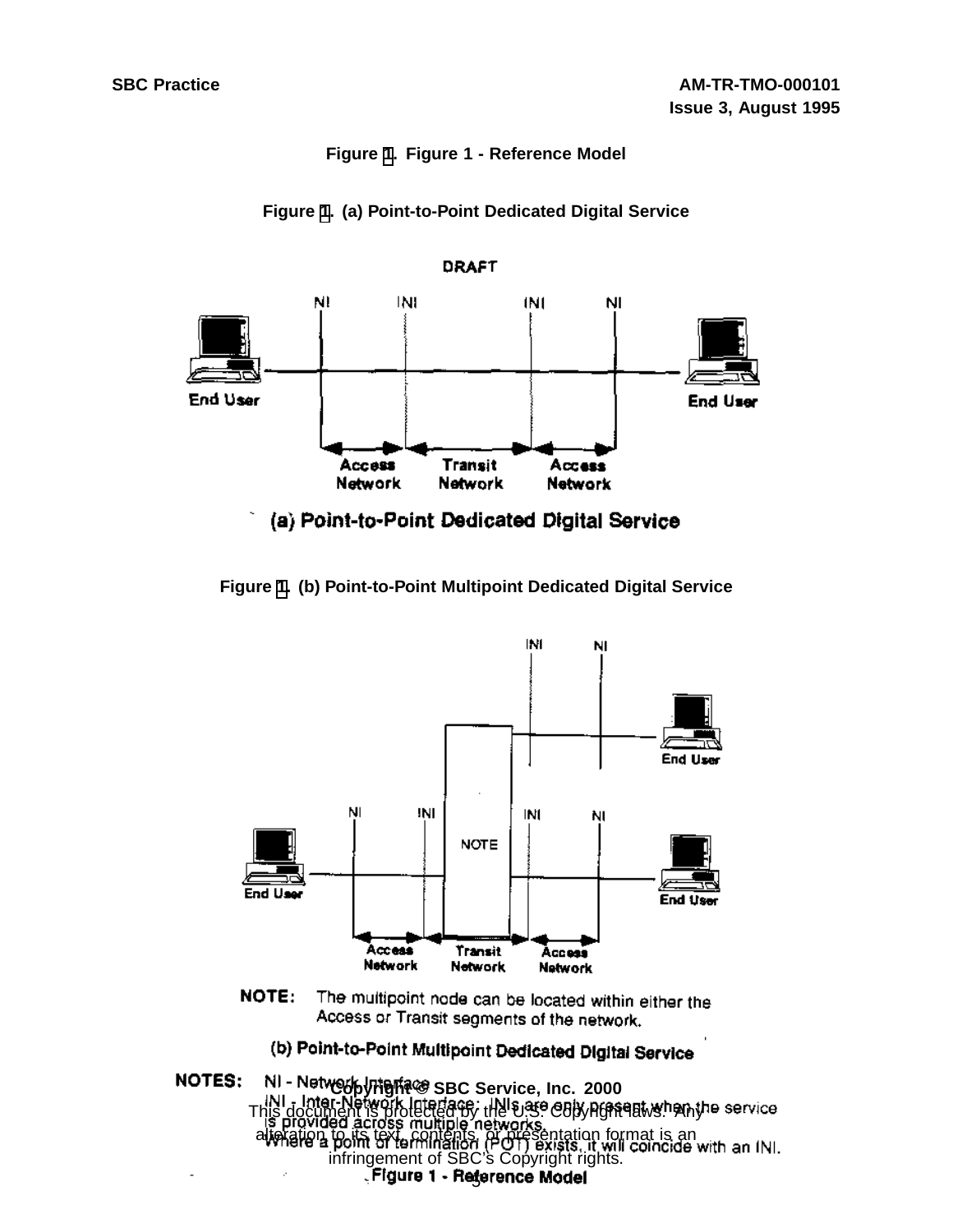**Figure 1. Figure 1 - Reference Model**

**Figure 1. (a) Point-to-Point Dedicated Digital Service**

DRAFT

NI INI INI NI

End User — Access Network — Transit Network — Access Network — End User

(a) Point-to-Point Dedicated Digital Service

**Figure 1. (b) Point-to-Point Multipoint Dedicated Digital Service**

INI NI

End User

NI INI NOTE INI NI

End User — Access Network — Transit Network — Access Network — End User

NOTE: The multipoint node can be located within either the Access or Transit segments of the network.

(b) Point-to-Point Multipoint Dedicated Digital Service

NOTES: NI - Network Interface
INI - Inter-Network Interface: INIs are only present when the service is provided across multiple networks.
Where a point of termination (POT) exists, it will coincide with an INI.

Figure 1 - Reference Model

Copyright © SBC Service, Inc. 2000
This document is protected by the U.S. Copyright laws. Any alteration to its text, contents, or presentation format is an infringement of SBC's Copyright rights.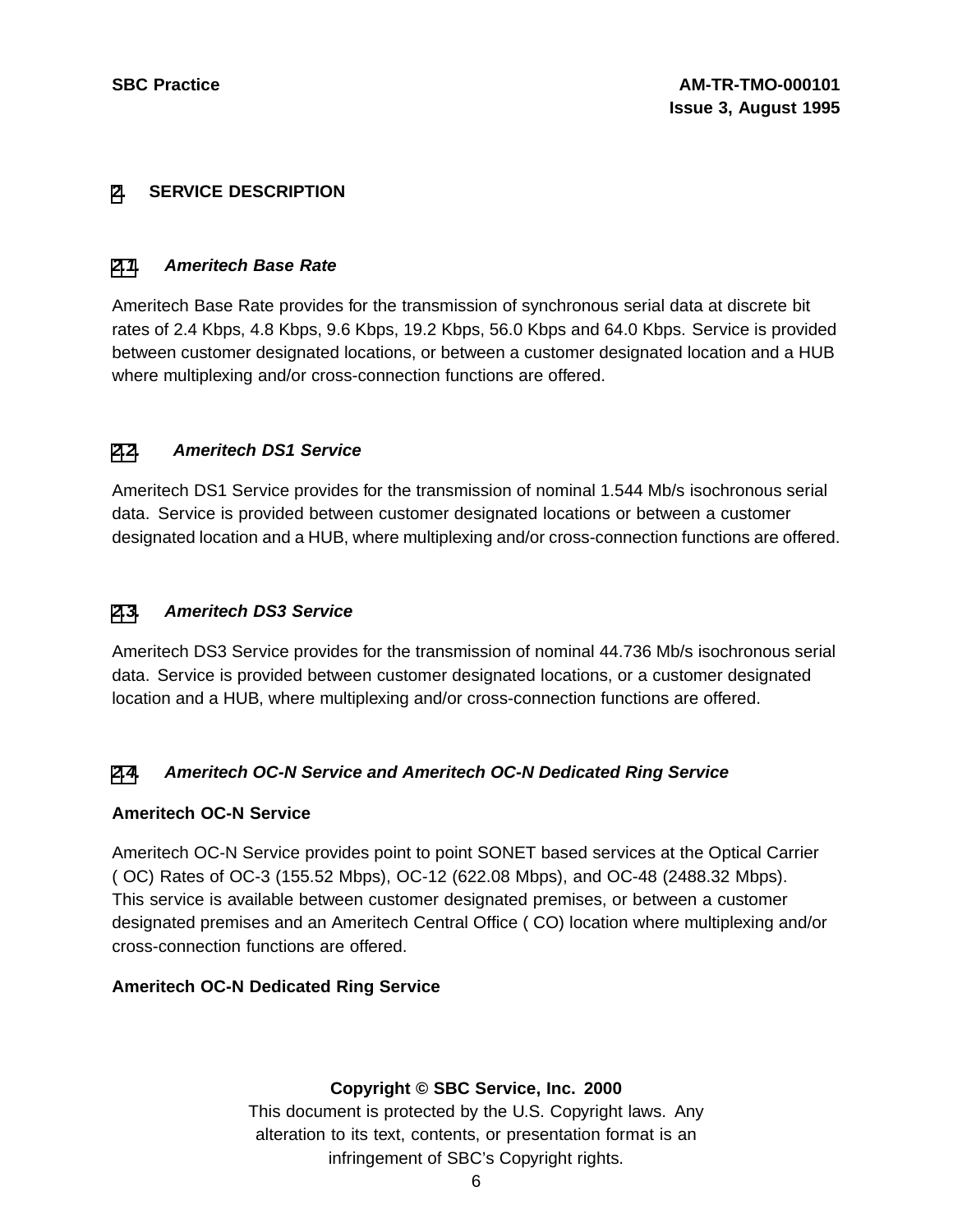# 2. SERVICE DESCRIPTION

## 2.1. *Ameritech Base Rate*

Ameritech Base Rate provides for the transmission of synchronous serial data at discrete bit rates of 2.4 Kbps, 4.8 Kbps, 9.6 Kbps, 19.2 Kbps, 56.0 Kbps and 64.0 Kbps. Service is provided between customer designated locations, or between a customer designated location and a HUB where multiplexing and/or cross-connection functions are offered.

## 2.2. *Ameritech DS1 Service*

Ameritech DS1 Service provides for the transmission of nominal 1.544 Mb/s isochronous serial data. Service is provided between customer designated locations or between a customer designated location and a HUB, where multiplexing and/or cross-connection functions are offered.

## 2.3. *Ameritech DS3 Service*

Ameritech DS3 Service provides for the transmission of nominal 44.736 Mb/s isochronous serial data. Service is provided between customer designated locations, or a customer designated location and a HUB, where multiplexing and/or cross-connection functions are offered.

## 2.4. *Ameritech OC-N Service and Ameritech OC-N Dedicated Ring Service*

**Ameritech OC-N Service**

Ameritech OC-N Service provides point to point SONET based services at the Optical Carrier ( OC) Rates of OC-3 (155.52 Mbps), OC-12 (622.08 Mbps), and OC-48 (2488.32 Mbps). This service is available between customer designated premises, or between a customer designated premises and an Ameritech Central Office ( CO) location where multiplexing and/or cross-connection functions are offered.

**Ameritech OC-N Dedicated Ring Service**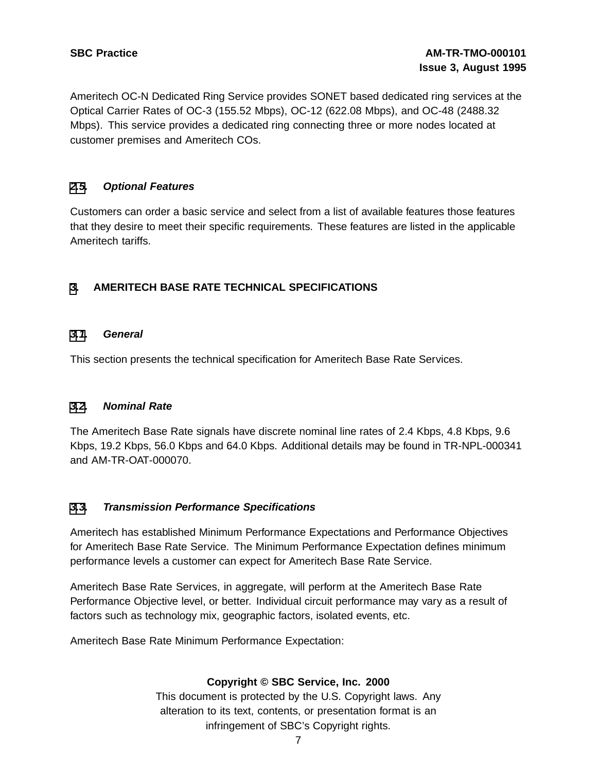Ameritech OC-N Dedicated Ring Service provides SONET based dedicated ring services at the Optical Carrier Rates of OC-3 (155.52 Mbps), OC-12 (622.08 Mbps), and OC-48 (2488.32 Mbps). This service provides a dedicated ring connecting three or more nodes located at customer premises and Ameritech COs.

### 2.5. *Optional Features*

Customers can order a basic service and select from a list of available features those features that they desire to meet their specific requirements. These features are listed in the applicable Ameritech tariffs.

## 3. AMERITECH BASE RATE TECHNICAL SPECIFICATIONS

### 3.1. *General*

This section presents the technical specification for Ameritech Base Rate Services.

### 3.2. *Nominal Rate*

The Ameritech Base Rate signals have discrete nominal line rates of 2.4 Kbps, 4.8 Kbps, 9.6 Kbps, 19.2 Kbps, 56.0 Kbps and 64.0 Kbps. Additional details may be found in TR-NPL-000341 and AM-TR-OAT-000070.

### 3.3. *Transmission Performance Specifications*

Ameritech has established Minimum Performance Expectations and Performance Objectives for Ameritech Base Rate Service. The Minimum Performance Expectation defines minimum performance levels a customer can expect for Ameritech Base Rate Service.

Ameritech Base Rate Services, in aggregate, will perform at the Ameritech Base Rate Performance Objective level, or better. Individual circuit performance may vary as a result of factors such as technology mix, geographic factors, isolated events, etc.

Ameritech Base Rate Minimum Performance Expectation: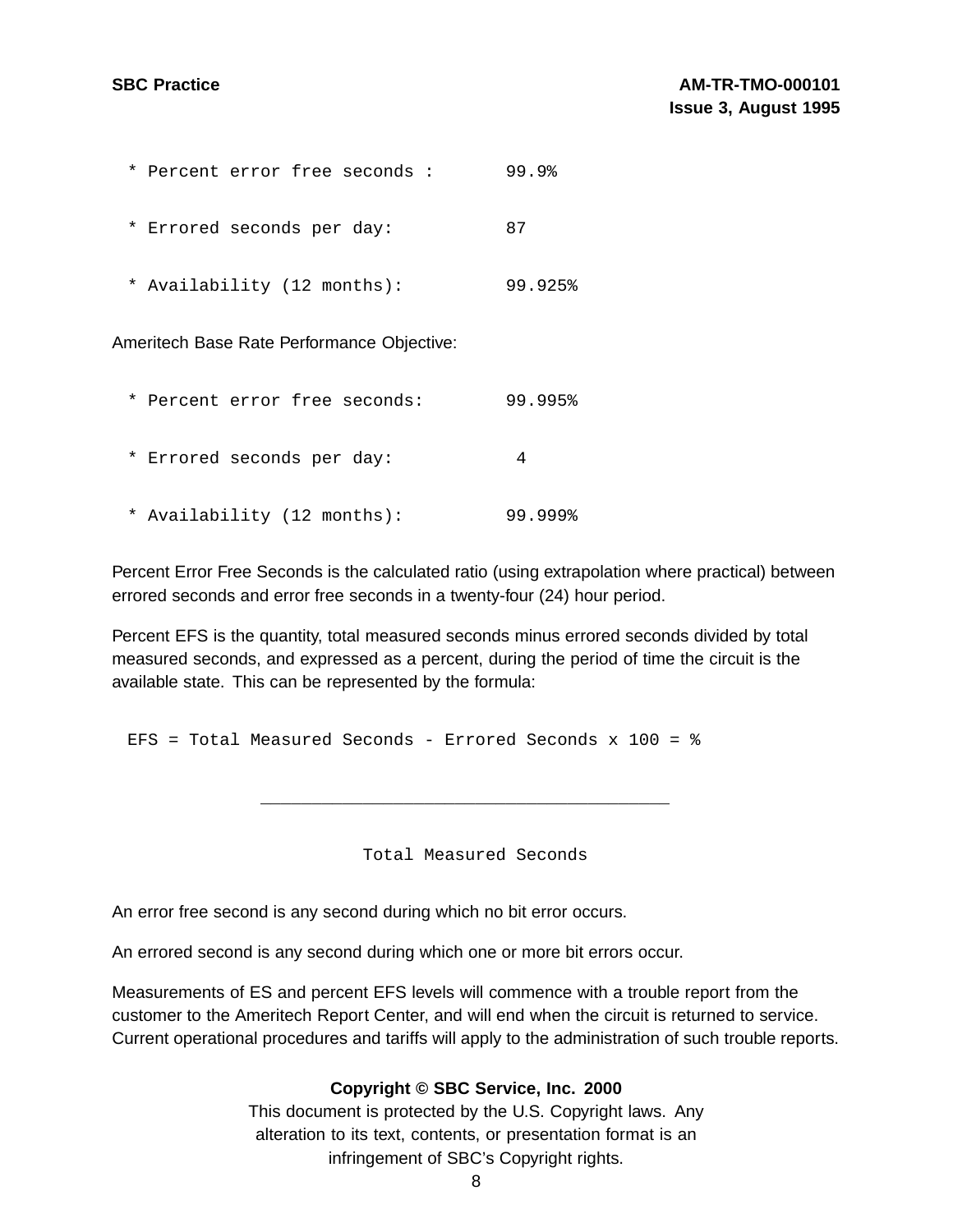```
  * Percent error free seconds :       99.9%

  * Errored seconds per day:           87

  * Availability (12 months):          99.925%
```

Ameritech Base Rate Performance Objective:

```
  * Percent error free seconds:        99.995%

  * Errored seconds per day:            4

  * Availability (12 months):          99.999%
```

Percent Error Free Seconds is the calculated ratio (using extrapolation where practical) between errored seconds and error free seconds in a twenty-four (24) hour period.

Percent EFS is the quantity, total measured seconds minus errored seconds divided by total measured seconds, and expressed as a percent, during the period of time the circuit is the available state. This can be represented by the formula:

$$EFS = \frac{\text{Total Measured Seconds} - \text{Errored Seconds}}{\text{Total Measured Seconds}} \times 100 = \%$$

An error free second is any second during which no bit error occurs.

An errored second is any second during which one or more bit errors occur.

Measurements of ES and percent EFS levels will commence with a trouble report from the customer to the Ameritech Report Center, and will end when the circuit is returned to service. Current operational procedures and tariffs will apply to the administration of such trouble reports.

**Copyright © SBC Service, Inc. 2000**
This document is protected by the U.S. Copyright laws. Any alteration to its text, contents, or presentation format is an infringement of SBC's Copyright rights.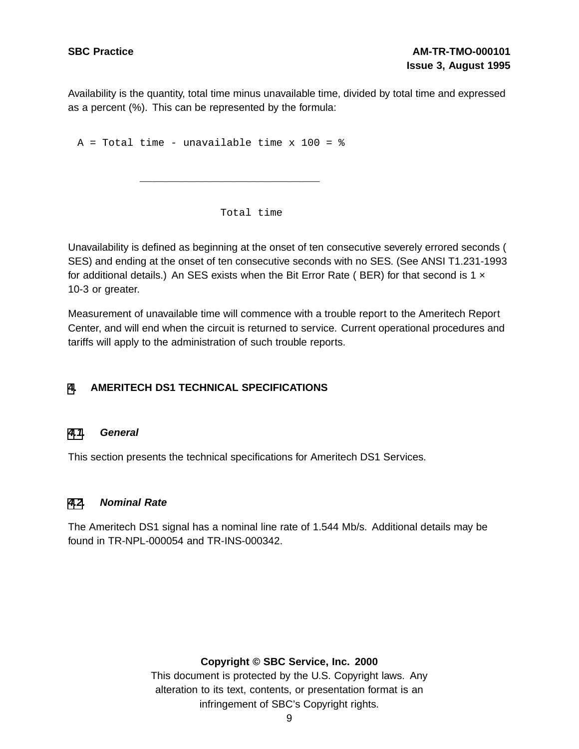Availability is the quantity, total time minus unavailable time, divided by total time and expressed as a percent (%). This can be represented by the formula:

$$A = \frac{\text{Total time} - \text{unavailable time}}{\text{Total time}} \times 100 = \%$$

Unavailability is defined as beginning at the onset of ten consecutive severely errored seconds ( SES) and ending at the onset of ten consecutive seconds with no SES. (See ANSI T1.231-1993 for additional details.) An SES exists when the Bit Error Rate ( BER) for that second is $1 \times 10^{-3}$ or greater.

Measurement of unavailable time will commence with a trouble report to the Ameritech Report Center, and will end when the circuit is returned to service. Current operational procedures and tariffs will apply to the administration of such trouble reports.

## 4. AMERITECH DS1 TECHNICAL SPECIFICATIONS

### 4.1. *General*

This section presents the technical specifications for Ameritech DS1 Services.

### 4.2. *Nominal Rate*

The Ameritech DS1 signal has a nominal line rate of 1.544 Mb/s. Additional details may be found in TR-NPL-000054 and TR-INS-000342.

**Copyright © SBC Service, Inc. 2000**
This document is protected by the U.S. Copyright laws. Any alteration to its text, contents, or presentation format is an infringement of SBC's Copyright rights.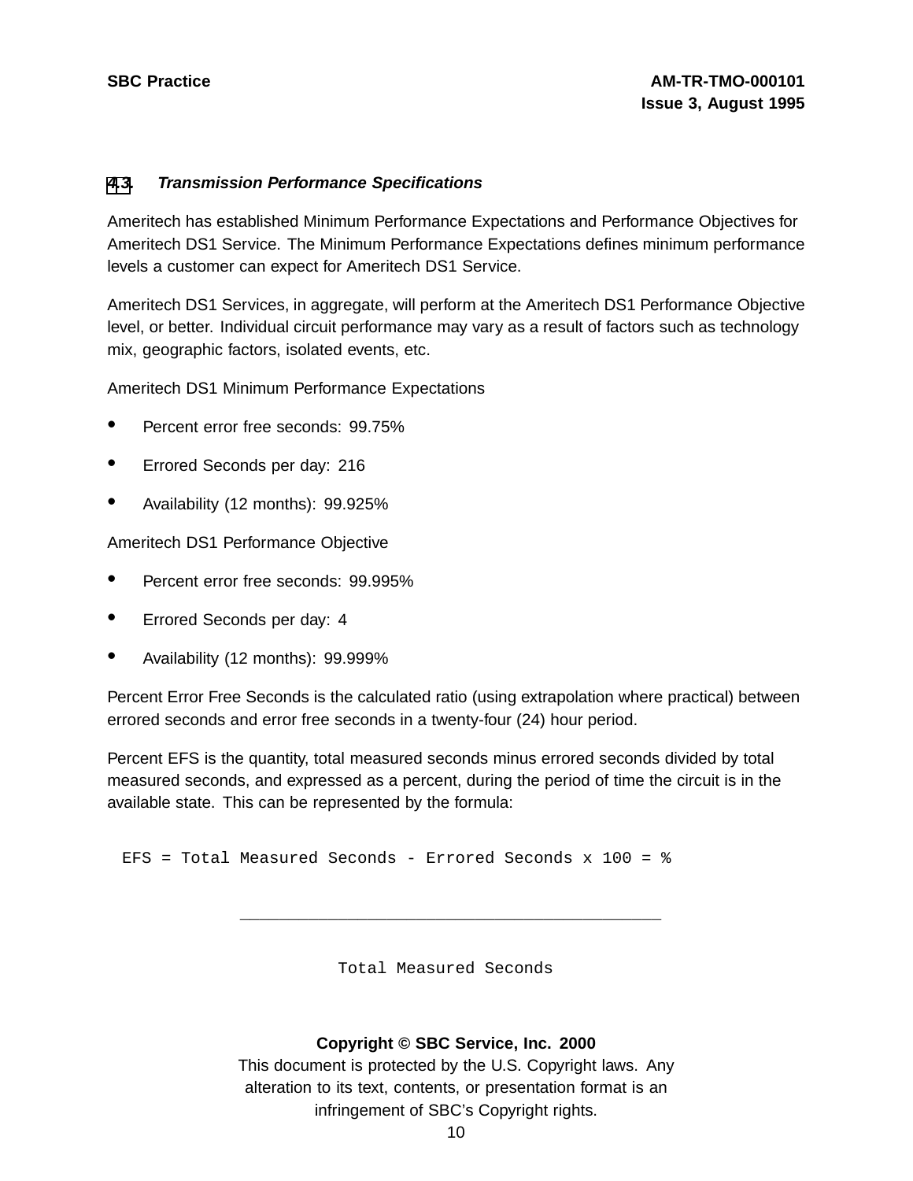### 4.3. *Transmission Performance Specifications*

Ameritech has established Minimum Performance Expectations and Performance Objectives for Ameritech DS1 Service. The Minimum Performance Expectations defines minimum performance levels a customer can expect for Ameritech DS1 Service.

Ameritech DS1 Services, in aggregate, will perform at the Ameritech DS1 Performance Objective level, or better. Individual circuit performance may vary as a result of factors such as technology mix, geographic factors, isolated events, etc.

Ameritech DS1 Minimum Performance Expectations

- Percent error free seconds: 99.75%
- Errored Seconds per day: 216
- Availability (12 months): 99.925%

Ameritech DS1 Performance Objective

- Percent error free seconds: 99.995%
- Errored Seconds per day: 4
- Availability (12 months): 99.999%

Percent Error Free Seconds is the calculated ratio (using extrapolation where practical) between errored seconds and error free seconds in a twenty-four (24) hour period.

Percent EFS is the quantity, total measured seconds minus errored seconds divided by total measured seconds, and expressed as a percent, during the period of time the circuit is in the available state. This can be represented by the formula:

$$EFS = \frac{\text{Total Measured Seconds} - \text{Errored Seconds}}{\text{Total Measured Seconds}} \times 100 = \%$$

**Copyright © SBC Service, Inc. 2000**
This document is protected by the U.S. Copyright laws. Any alteration to its text, contents, or presentation format is an infringement of SBC's Copyright rights.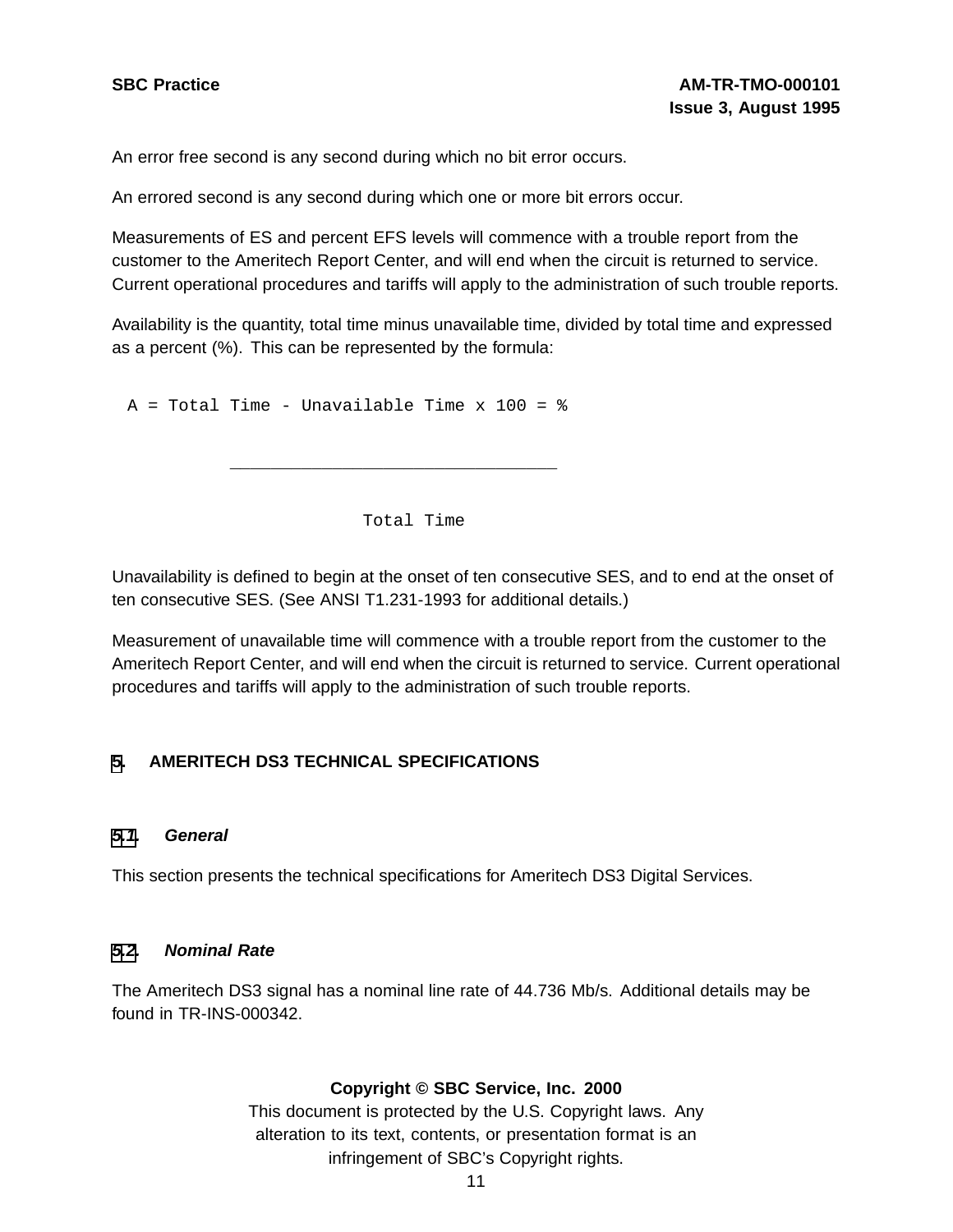An error free second is any second during which no bit error occurs.

An errored second is any second during which one or more bit errors occur.

Measurements of ES and percent EFS levels will commence with a trouble report from the customer to the Ameritech Report Center, and will end when the circuit is returned to service. Current operational procedures and tariffs will apply to the administration of such trouble reports.

Availability is the quantity, total time minus unavailable time, divided by total time and expressed as a percent (%). This can be represented by the formula:

$$A = \frac{\text{Total Time} - \text{Unavailable Time}}{\text{Total Time}} \times 100 = \%$$

Unavailability is defined to begin at the onset of ten consecutive SES, and to end at the onset of ten consecutive SES. (See ANSI T1.231-1993 for additional details.)

Measurement of unavailable time will commence with a trouble report from the customer to the Ameritech Report Center, and will end when the circuit is returned to service. Current operational procedures and tariffs will apply to the administration of such trouble reports.

## 5. AMERITECH DS3 TECHNICAL SPECIFICATIONS

### 5.1. *General*

This section presents the technical specifications for Ameritech DS3 Digital Services.

### 5.2. *Nominal Rate*

The Ameritech DS3 signal has a nominal line rate of 44.736 Mb/s. Additional details may be found in TR-INS-000342.

**Copyright © SBC Service, Inc. 2000**
This document is protected by the U.S. Copyright laws. Any alteration to its text, contents, or presentation format is an infringement of SBC's Copyright rights.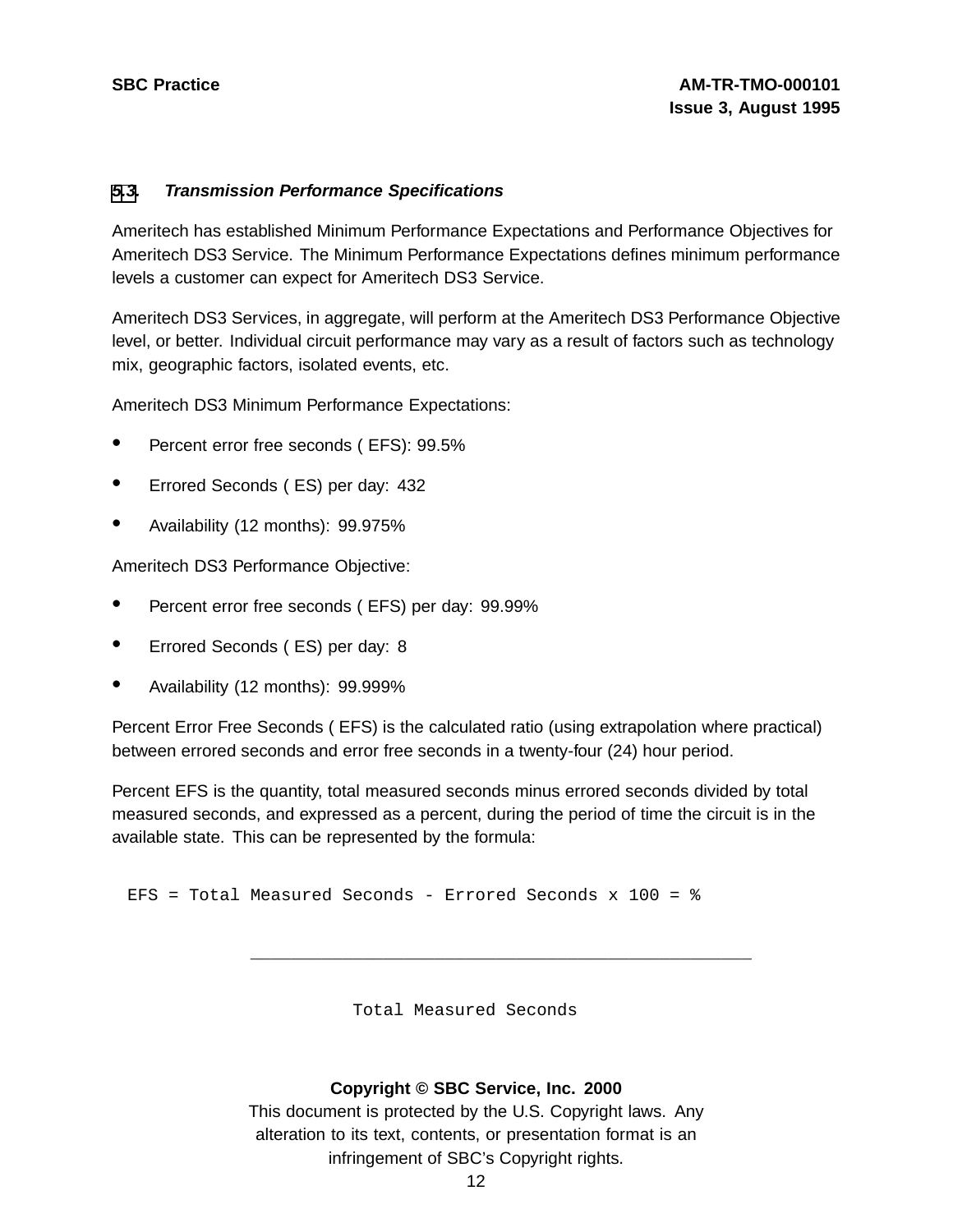### 5.3. *Transmission Performance Specifications*

Ameritech has established Minimum Performance Expectations and Performance Objectives for Ameritech DS3 Service. The Minimum Performance Expectations defines minimum performance levels a customer can expect for Ameritech DS3 Service.

Ameritech DS3 Services, in aggregate, will perform at the Ameritech DS3 Performance Objective level, or better. Individual circuit performance may vary as a result of factors such as technology mix, geographic factors, isolated events, etc.

Ameritech DS3 Minimum Performance Expectations:

- Percent error free seconds ( EFS): 99.5%
- Errored Seconds ( ES) per day: 432
- Availability (12 months): 99.975%

Ameritech DS3 Performance Objective:

- Percent error free seconds ( EFS) per day: 99.99%
- Errored Seconds ( ES) per day: 8
- Availability (12 months): 99.999%

Percent Error Free Seconds ( EFS) is the calculated ratio (using extrapolation where practical) between errored seconds and error free seconds in a twenty-four (24) hour period.

Percent EFS is the quantity, total measured seconds minus errored seconds divided by total measured seconds, and expressed as a percent, during the period of time the circuit is in the available state. This can be represented by the formula:

$$EFS = \frac{\text{Total Measured Seconds} - \text{Errored Seconds}}{\text{Total Measured Seconds}} \times 100 = \%$$

**Copyright © SBC Service, Inc. 2000**
This document is protected by the U.S. Copyright laws. Any alteration to its text, contents, or presentation format is an infringement of SBC's Copyright rights.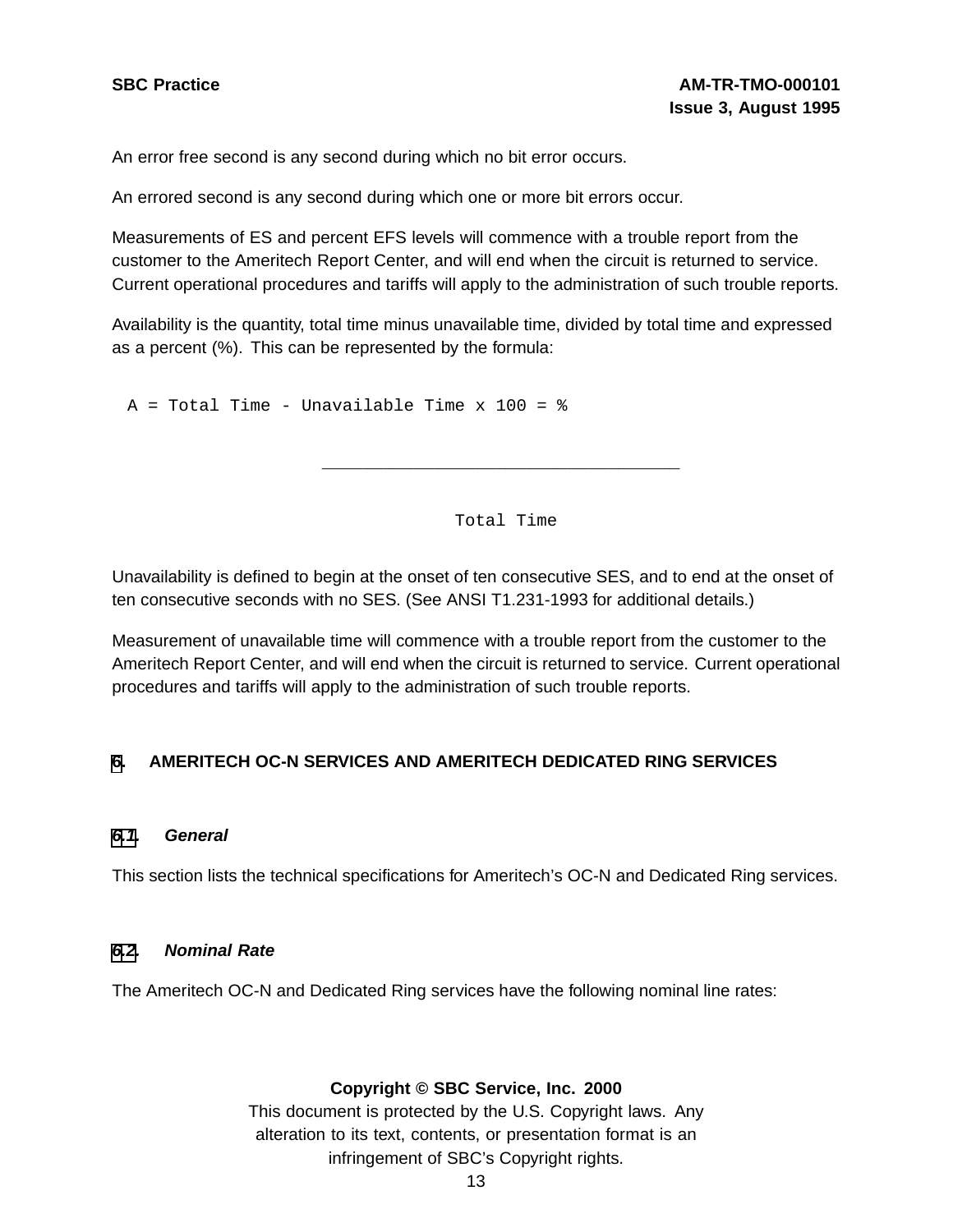An error free second is any second during which no bit error occurs.

An errored second is any second during which one or more bit errors occur.

Measurements of ES and percent EFS levels will commence with a trouble report from the customer to the Ameritech Report Center, and will end when the circuit is returned to service. Current operational procedures and tariffs will apply to the administration of such trouble reports.

Availability is the quantity, total time minus unavailable time, divided by total time and expressed as a percent (%). This can be represented by the formula:

$$A = \frac{\text{Total Time} - \text{Unavailable Time}}{\text{Total Time}} \times 100 = \%$$

Unavailability is defined to begin at the onset of ten consecutive SES, and to end at the onset of ten consecutive seconds with no SES. (See ANSI T1.231-1993 for additional details.)

Measurement of unavailable time will commence with a trouble report from the customer to the Ameritech Report Center, and will end when the circuit is returned to service. Current operational procedures and tariffs will apply to the administration of such trouble reports.

## 6. AMERITECH OC-N SERVICES AND AMERITECH DEDICATED RING SERVICES

### 6.1. *General*

This section lists the technical specifications for Ameritech's OC-N and Dedicated Ring services.

### 6.2. *Nominal Rate*

The Ameritech OC-N and Dedicated Ring services have the following nominal line rates: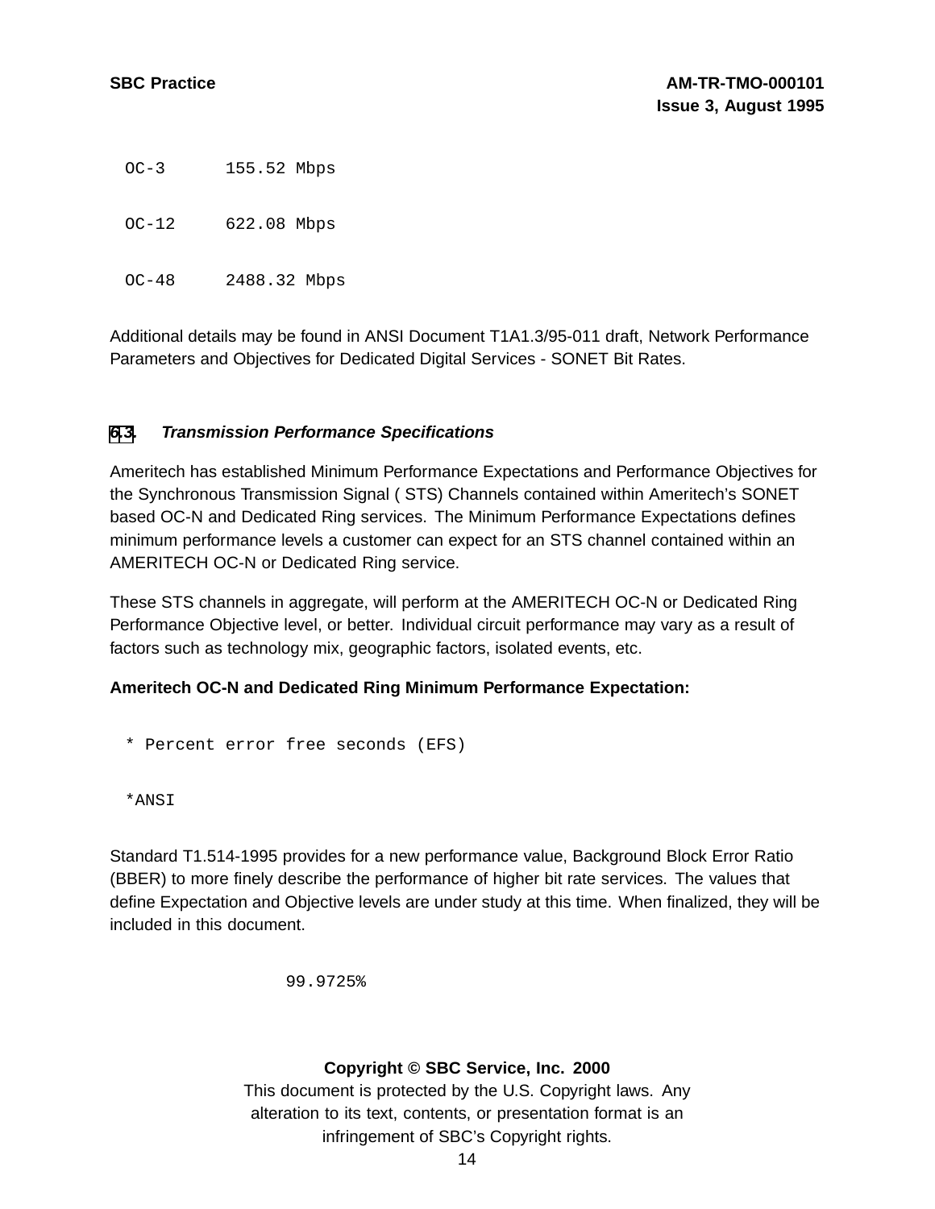```
OC-3      155.52 Mbps

OC-12     622.08 Mbps

OC-48     2488.32 Mbps
```

Additional details may be found in ANSI Document T1A1.3/95-011 draft, Network Performance Parameters and Objectives for Dedicated Digital Services - SONET Bit Rates.

### 6.3. *Transmission Performance Specifications*

Ameritech has established Minimum Performance Expectations and Performance Objectives for the Synchronous Transmission Signal ( STS) Channels contained within Ameritech's SONET based OC-N and Dedicated Ring services. The Minimum Performance Expectations defines minimum performance levels a customer can expect for an STS channel contained within an AMERITECH OC-N or Dedicated Ring service.

These STS channels in aggregate, will perform at the AMERITECH OC-N or Dedicated Ring Performance Objective level, or better. Individual circuit performance may vary as a result of factors such as technology mix, geographic factors, isolated events, etc.

**Ameritech OC-N and Dedicated Ring Minimum Performance Expectation:**

```
* Percent error free seconds (EFS)

*ANSI
```

Standard T1.514-1995 provides for a new performance value, Background Block Error Ratio (BBER) to more finely describe the performance of higher bit rate services. The values that define Expectation and Objective levels are under study at this time. When finalized, they will be included in this document.

```
99.9725%
```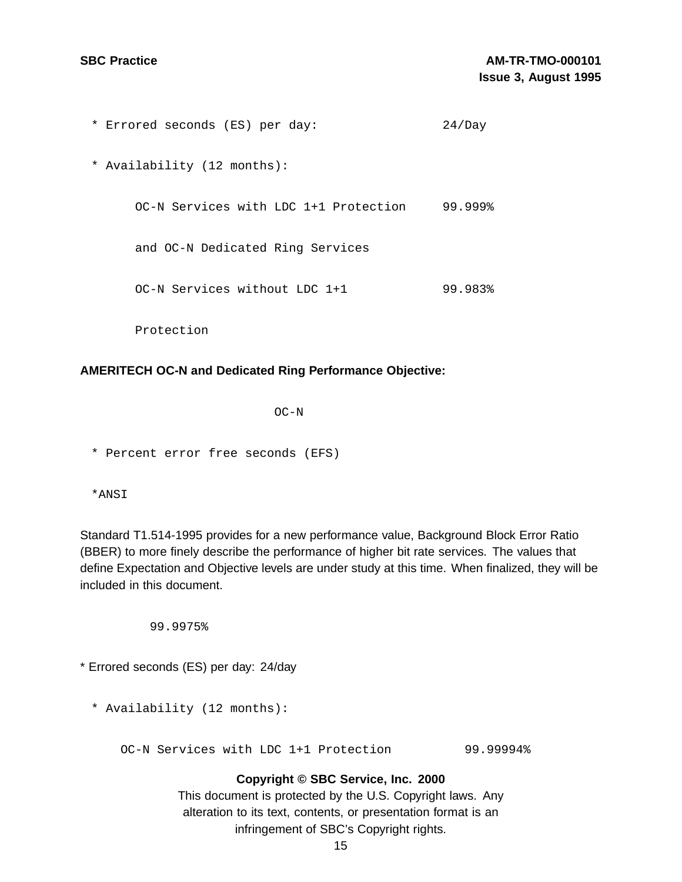* Errored seconds (ES) per day: 24/Day

* Availability (12 months):

  OC-N Services with LDC 1+1 Protection 99.999%

  and OC-N Dedicated Ring Services

  OC-N Services without LDC 1+1 99.983%

  Protection

**AMERITECH OC-N and Dedicated Ring Performance Objective:**

OC-N

* Percent error free seconds (EFS)

*ANSI

Standard T1.514-1995 provides for a new performance value, Background Block Error Ratio (BBER) to more finely describe the performance of higher bit rate services. The values that define Expectation and Objective levels are under study at this time. When finalized, they will be included in this document.

99.9975%

* Errored seconds (ES) per day: 24/day

* Availability (12 months):

  OC-N Services with LDC 1+1 Protection 99.99994%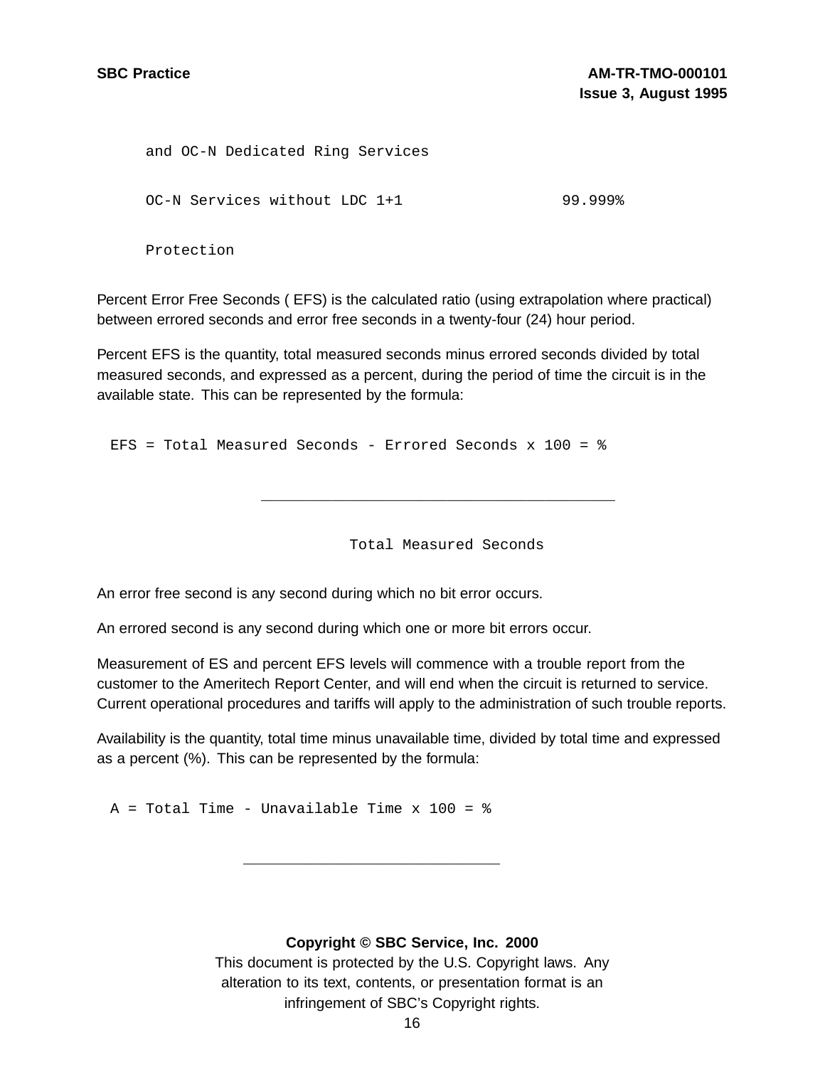| | |
|---|---|
| and OC-N Dedicated Ring Services | |
| OC-N Services without LDC 1+1 Protection | 99.999% |

Percent Error Free Seconds ( EFS) is the calculated ratio (using extrapolation where practical) between errored seconds and error free seconds in a twenty-four (24) hour period.

Percent EFS is the quantity, total measured seconds minus errored seconds divided by total measured seconds, and expressed as a percent, during the period of time the circuit is in the available state. This can be represented by the formula:

$$EFS = \frac{\text{Total Measured Seconds} - \text{Errored Seconds}}{\text{Total Measured Seconds}} \times 100 = \%$$

An error free second is any second during which no bit error occurs.

An errored second is any second during which one or more bit errors occur.

Measurement of ES and percent EFS levels will commence with a trouble report from the customer to the Ameritech Report Center, and will end when the circuit is returned to service. Current operational procedures and tariffs will apply to the administration of such trouble reports.

Availability is the quantity, total time minus unavailable time, divided by total time and expressed as a percent (%). This can be represented by the formula:

$$A = \frac{\text{Total Time} - \text{Unavailable Time}}{} \times 100 = \%$$

**Copyright © SBC Service, Inc. 2000**
This document is protected by the U.S. Copyright laws. Any alteration to its text, contents, or presentation format is an infringement of SBC's Copyright rights.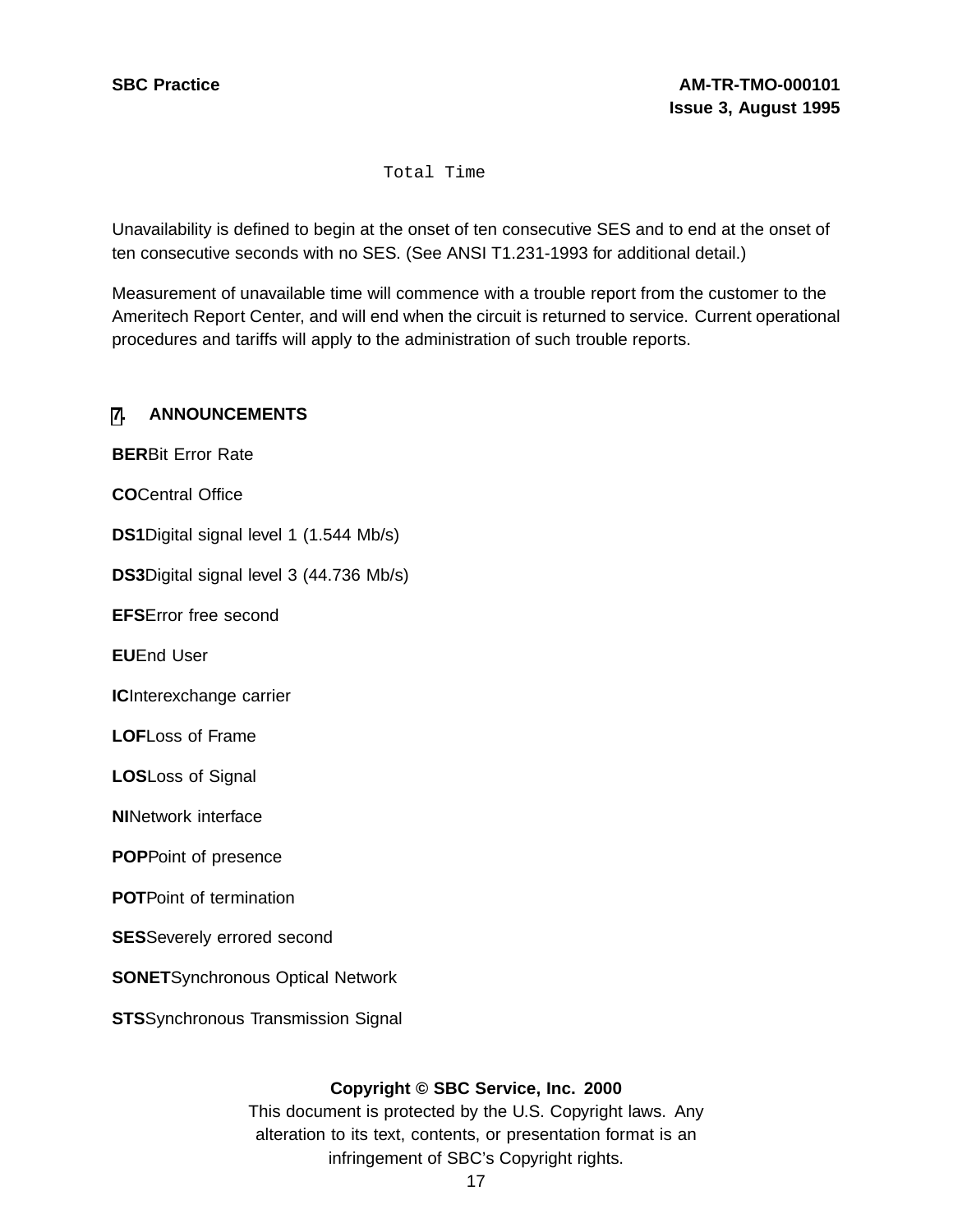Total Time

Unavailability is defined to begin at the onset of ten consecutive SES and to end at the onset of ten consecutive seconds with no SES. (See ANSI T1.231-1993 for additional detail.)

Measurement of unavailable time will commence with a trouble report from the customer to the Ameritech Report Center, and will end when the circuit is returned to service. Current operational procedures and tariffs will apply to the administration of such trouble reports.

## 7. ANNOUNCEMENTS

**BER** Bit Error Rate

**CO** Central Office

**DS1** Digital signal level 1 (1.544 Mb/s)

**DS3** Digital signal level 3 (44.736 Mb/s)

**EFS** Error free second

**EU** End User

**IC** Interexchange carrier

**LOF** Loss of Frame

**LOS** Loss of Signal

**NI** Network interface

**POP** Point of presence

**POT** Point of termination

**SES** Severely errored second

**SONET** Synchronous Optical Network

**STS** Synchronous Transmission Signal

**Copyright © SBC Service, Inc. 2000**
This document is protected by the U.S. Copyright laws. Any alteration to its text, contents, or presentation format is an infringement of SBC's Copyright rights.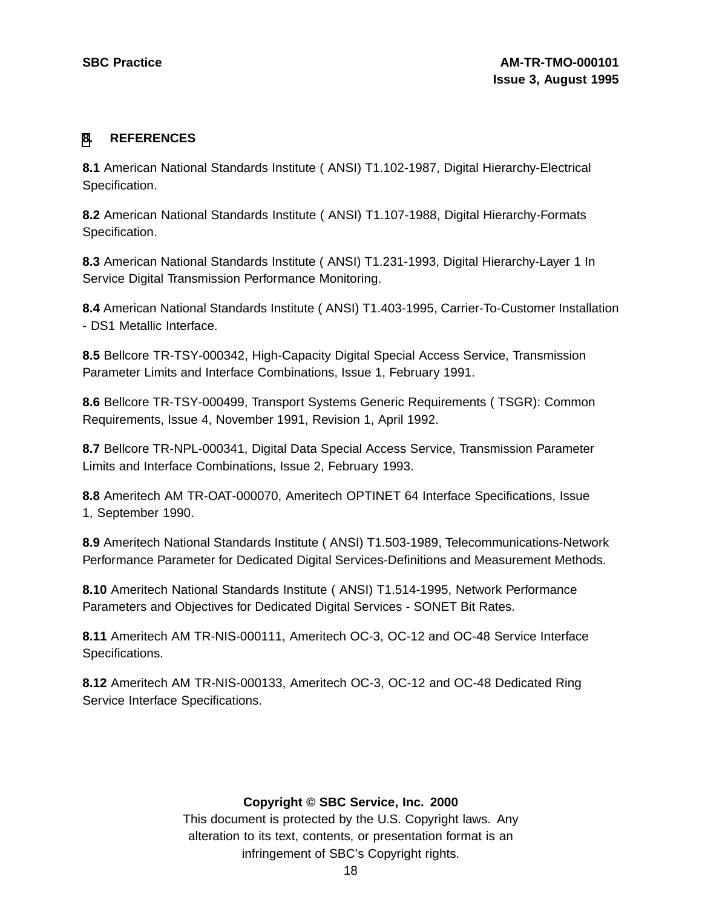## 8. REFERENCES

**8.1** American National Standards Institute ( ANSI) T1.102-1987, Digital Hierarchy-Electrical Specification.

**8.2** American National Standards Institute ( ANSI) T1.107-1988, Digital Hierarchy-Formats Specification.

**8.3** American National Standards Institute ( ANSI) T1.231-1993, Digital Hierarchy-Layer 1 In Service Digital Transmission Performance Monitoring.

**8.4** American National Standards Institute ( ANSI) T1.403-1995, Carrier-To-Customer Installation - DS1 Metallic Interface.

**8.5** Bellcore TR-TSY-000342, High-Capacity Digital Special Access Service, Transmission Parameter Limits and Interface Combinations, Issue 1, February 1991.

**8.6** Bellcore TR-TSY-000499, Transport Systems Generic Requirements ( TSGR): Common Requirements, Issue 4, November 1991, Revision 1, April 1992.

**8.7** Bellcore TR-NPL-000341, Digital Data Special Access Service, Transmission Parameter Limits and Interface Combinations, Issue 2, February 1993.

**8.8** Ameritech AM TR-OAT-000070, Ameritech OPTINET 64 Interface Specifications, Issue 1, September 1990.

**8.9** Ameritech National Standards Institute ( ANSI) T1.503-1989, Telecommunications-Network Performance Parameter for Dedicated Digital Services-Definitions and Measurement Methods.

**8.10** Ameritech National Standards Institute ( ANSI) T1.514-1995, Network Performance Parameters and Objectives for Dedicated Digital Services - SONET Bit Rates.

**8.11** Ameritech AM TR-NIS-000111, Ameritech OC-3, OC-12 and OC-48 Service Interface Specifications.

**8.12** Ameritech AM TR-NIS-000133, Ameritech OC-3, OC-12 and OC-48 Dedicated Ring Service Interface Specifications.

**Copyright © SBC Service, Inc. 2000**

This document is protected by the U.S. Copyright laws. Any alteration to its text, contents, or presentation format is an infringement of SBC's Copyright rights.